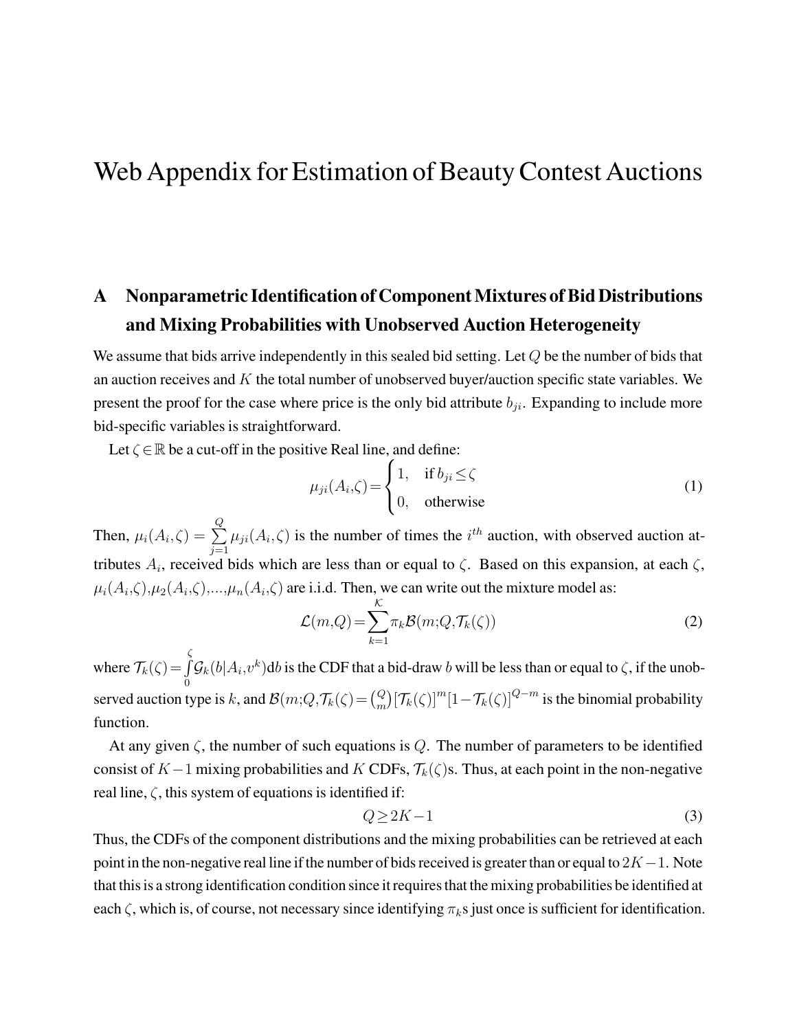# Web Appendix for Estimation of Beauty Contest Auctions

## A Nonparametric Identification of Component Mixtures of Bid Distributions and Mixing Probabilities with Unobserved Auction Heterogeneity

We assume that bids arrive independently in this sealed bid setting. Let $Q$ be the number of bids that an auction receives and $K$ the total number of unobserved buyer/auction specific state variables. We present the proof for the case where price is the only bid attribute $b_{ji}$. Expanding to include more bid-specific variables is straightforward.

Let $\zeta \in \mathbb{R}$ be a cut-off in the positive Real line, and define:

$$\mu_{ji}(A_i,\zeta) = \begin{cases} 1, & \text{if } b_{ji} \leq \zeta \\ 0, & \text{otherwise} \end{cases} \tag{1}$$

Then, $\mu_i(A_i,\zeta) = \sum_{j=1}^{Q} \mu_{ji}(A_i,\zeta)$ is the number of times the $i^{th}$ auction, with observed auction attributes $A_i$, received bids which are less than or equal to $\zeta$. Based on this expansion, at each $\zeta$, $\mu_i(A_i,\zeta), \mu_2(A_i,\zeta), \ldots, \mu_n(A_i,\zeta)$ are i.i.d. Then, we can write out the mixture model as:

$$\mathcal{L}(m,Q) = \sum_{k=1}^{\mathcal{K}} \pi_k \mathcal{B}(m;Q,\mathcal{T}_k(\zeta)) \tag{2}$$

where $\mathcal{T}_k(\zeta) = \int_0^{\zeta} \mathcal{G}_k(b|A_i,v^k)\mathrm{d}b$ is the CDF that a bid-draw $b$ will be less than or equal to $\zeta$, if the unobserved auction type is $k$, and $\mathcal{B}(m;Q,\mathcal{T}_k(\zeta) = \binom{Q}{m}[\mathcal{T}_k(\zeta)]^m[1-\mathcal{T}_k(\zeta)]^{Q-m}$ is the binomial probability function.

At any given $\zeta$, the number of such equations is $Q$. The number of parameters to be identified consist of $K-1$ mixing probabilities and $K$ CDFs, $\mathcal{T}_k(\zeta)$s. Thus, at each point in the non-negative real line, $\zeta$, this system of equations is identified if:

$$Q \geq 2K-1 \tag{3}$$

Thus, the CDFs of the component distributions and the mixing probabilities can be retrieved at each point in the non-negative real line if the number of bids received is greater than or equal to $2K-1$. Note that this is a strong identification condition since it requires that the mixing probabilities be identified at each $\zeta$, which is, of course, not necessary since identifying $\pi_k$s just once is sufficient for identification.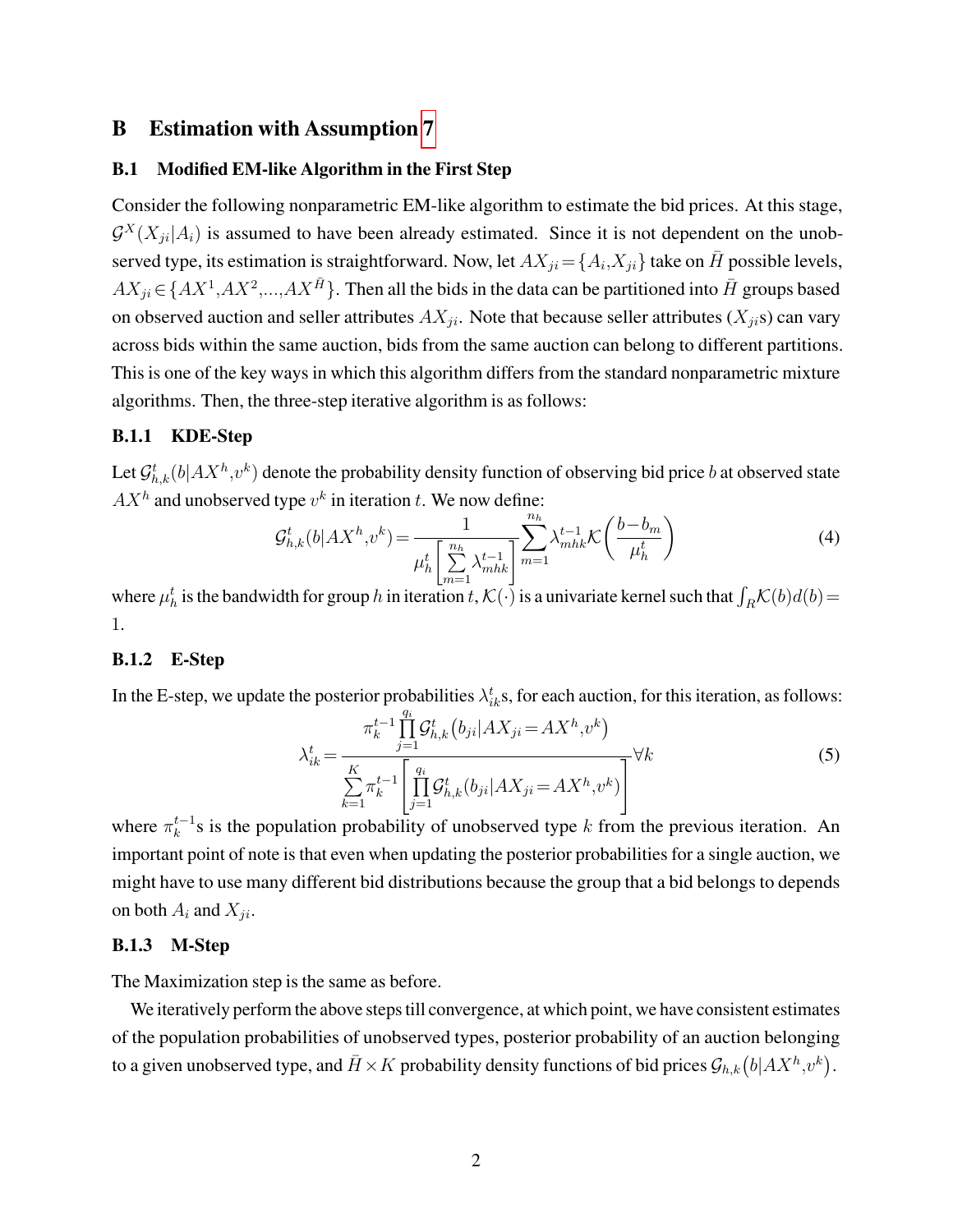# B Estimation with Assumption 7

## B.1 Modified EM-like Algorithm in the First Step

Consider the following nonparametric EM-like algorithm to estimate the bid prices. At this stage, $\mathcal{G}^X(X_{ji}|A_i)$ is assumed to have been already estimated. Since it is not dependent on the unobserved type, its estimation is straightforward. Now, let $AX_{ji} = \{A_i, X_{ji}\}$ take on $\bar{H}$ possible levels, $AX_{ji} \in \{AX^1, AX^2, ..., AX^{\bar{H}}\}$. Then all the bids in the data can be partitioned into $\bar{H}$ groups based on observed auction and seller attributes $AX_{ji}$. Note that because seller attributes ($X_{ji}$s) can vary across bids within the same auction, bids from the same auction can belong to different partitions. This is one of the key ways in which this algorithm differs from the standard nonparametric mixture algorithms. Then, the three-step iterative algorithm is as follows:

### B.1.1 KDE-Step

Let $\mathcal{G}^t_{h,k}(b|AX^h, v^k)$ denote the probability density function of observing bid price $b$ at observed state $AX^h$ and unobserved type $v^k$ in iteration $t$. We now define:

$$\mathcal{G}^t_{h,k}(b|AX^h, v^k) = \frac{1}{\mu^t_h \left[ \sum_{m=1}^{n_h} \lambda^{t-1}_{mhk} \right]} \sum_{m=1}^{n_h} \lambda^{t-1}_{mhk} \mathcal{K}\left( \frac{b - b_m}{\mu^t_h} \right) \tag{4}$$

where $\mu^t_h$ is the bandwidth for group $h$ in iteration $t$, $\mathcal{K}(\cdot)$ is a univariate kernel such that $\int_R \mathcal{K}(b) d(b) = 1$.

### B.1.2 E-Step

In the E-step, we update the posterior probabilities $\lambda^t_{ik}$s, for each auction, for this iteration, as follows:

$$\lambda^t_{ik} = \frac{\pi^{t-1}_k \prod_{j=1}^{q_i} \mathcal{G}^t_{h,k}\left(b_{ji}|AX_{ji} = AX^h, v^k\right)}{\sum_{k=1}^{K} \pi^{t-1}_k \left[ \prod_{j=1}^{q_i} \mathcal{G}^t_{h,k}(b_{ji}|AX_{ji} = AX^h, v^k) \right]} \forall k \tag{5}$$

where $\pi^{t-1}_k$s is the population probability of unobserved type $k$ from the previous iteration. An important point of note is that even when updating the posterior probabilities for a single auction, we might have to use many different bid distributions because the group that a bid belongs to depends on both $A_i$ and $X_{ji}$.

### B.1.3 M-Step

The Maximization step is the same as before.

We iteratively perform the above steps till convergence, at which point, we have consistent estimates of the population probabilities of unobserved types, posterior probability of an auction belonging to a given unobserved type, and $\bar{H} \times K$ probability density functions of bid prices $\mathcal{G}_{h,k}\left(b|AX^h, v^k\right)$.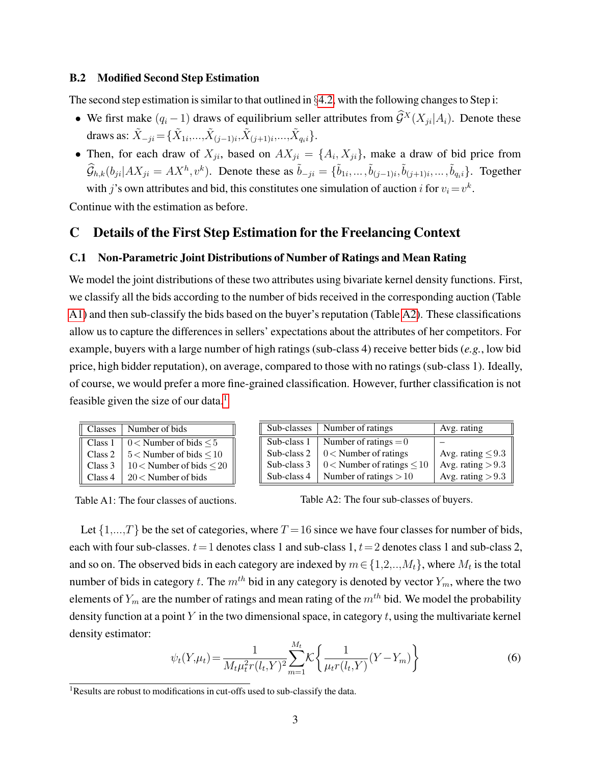### B.2 Modified Second Step Estimation

The second step estimation is similar to that outlined in §4.2, with the following changes to Step i:

- We first make $(q_i - 1)$ draws of equilibrium seller attributes from $\widehat{\mathcal{G}}^X(X_{ji}|A_i)$. Denote these draws as: $\tilde{X}_{-ji} = \{\tilde{X}_{1i}, ..., \tilde{X}_{(j-1)i}, \tilde{X}_{(j+1)i}, ..., \tilde{X}_{q_i i}\}$.
- Then, for each draw of $X_{ji}$, based on $AX_{ji} = \{A_i, X_{ji}\}$, make a draw of bid price from $\widehat{\mathcal{G}}_{h,k}(b_{ji}|AX_{ji} = AX^h, v^k)$. Denote these as $\tilde{b}_{-ji} = \{\tilde{b}_{1i}, \ldots, \tilde{b}_{(j-1)i}, \tilde{b}_{(j+1)i}, \ldots, \tilde{b}_{q_i i}\}$. Together with $j$'s own attributes and bid, this constitutes one simulation of auction $i$ for $v_i = v^k$.

Continue with the estimation as before.

## C Details of the First Step Estimation for the Freelancing Context

### C.1 Non-Parametric Joint Distributions of Number of Ratings and Mean Rating

We model the joint distributions of these two attributes using bivariate kernel density functions. First, we classify all the bids according to the number of bids received in the corresponding auction (Table A1) and then sub-classify the bids based on the buyer's reputation (Table A2). These classifications allow us to capture the differences in sellers' expectations about the attributes of her competitors. For example, buyers with a large number of high ratings (sub-class 4) receive better bids (*e.g.*, low bid price, high bidder reputation), on average, compared to those with no ratings (sub-class 1). Ideally, of course, we would prefer a more fine-grained classification. However, further classification is not feasible given the size of our data.[1]

| Classes | Number of bids |
|---|---|
| Class 1 | $0 < \text{Number of bids} \leq 5$ |
| Class 2 | $5 < \text{Number of bids} \leq 10$ |
| Class 3 | $10 < \text{Number of bids} \leq 20$ |
| Class 4 | $20 < \text{Number of bids}$ |

Table A1: The four classes of auctions.

| Sub-classes | Number of ratings | Avg. rating |
|---|---|---|
| Sub-class 1 | $\text{Number of ratings} = 0$ | – |
| Sub-class 2 | $0 < \text{Number of ratings}$ | $\text{Avg. rating} \leq 9.3$ |
| Sub-class 3 | $0 < \text{Number of ratings} \leq 10$ | $\text{Avg. rating} > 9.3$ |
| Sub-class 4 | $\text{Number of ratings} > 10$ | $\text{Avg. rating} > 9.3$ |

Table A2: The four sub-classes of buyers.

Let $\{1,...,T\}$ be the set of categories, where $T = 16$ since we have four classes for number of bids, each with four sub-classes. $t = 1$ denotes class 1 and sub-class 1, $t = 2$ denotes class 1 and sub-class 2, and so on. The observed bids in each category are indexed by $m \in \{1,2,..,M_t\}$, where $M_t$ is the total number of bids in category $t$. The $m^{th}$ bid in any category is denoted by vector $Y_m$, where the two elements of $Y_m$ are the number of ratings and mean rating of the $m^{th}$ bid. We model the probability density function at a point $Y$ in the two dimensional space, in category $t$, using the multivariate kernel density estimator:

$$\psi_t(Y, \mu_t) = \frac{1}{M_t \mu_t^2 r(l_t, Y)^2} \sum_{m=1}^{M_t} \mathcal{K}\left\{ \frac{1}{\mu_t r(l_t, Y)} (Y - Y_m) \right\} \tag{6}$$

[1] Results are robust to modifications in cut-offs used to sub-classify the data.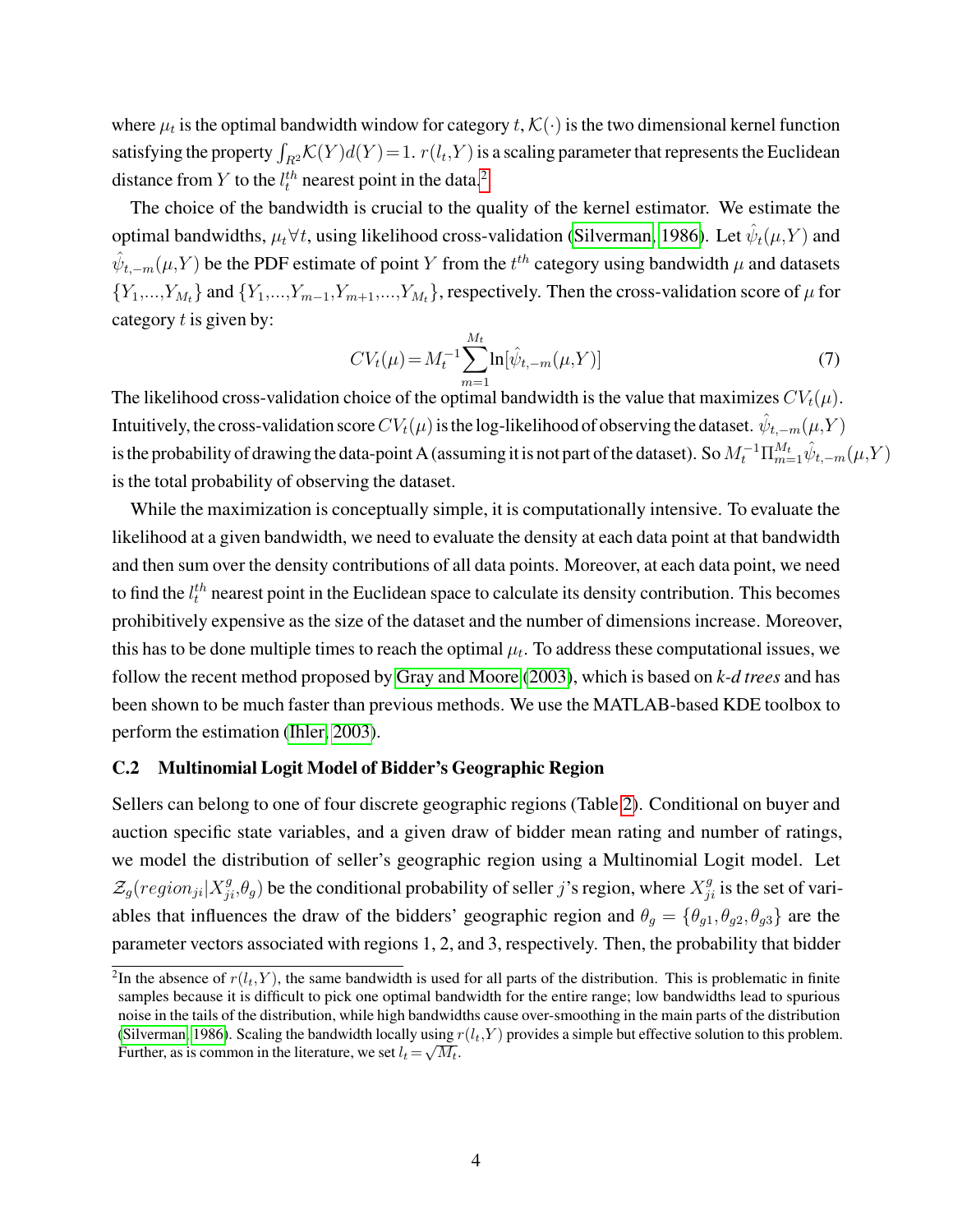where $\mu_t$ is the optimal bandwidth window for category $t$, $\mathcal{K}(\cdot)$ is the two dimensional kernel function satisfying the property $\int_{R^2} \mathcal{K}(Y) d(Y) = 1$. $r(l_t, Y)$ is a scaling parameter that represents the Euclidean distance from $Y$ to the $l_t^{th}$ nearest point in the data.[2]

The choice of the bandwidth is crucial to the quality of the kernel estimator. We estimate the optimal bandwidths, $\mu_t \forall t$, using likelihood cross-validation (Silverman, 1986). Let $\hat{\psi}_t(\mu, Y)$ and $\hat{\psi}_{t,-m}(\mu, Y)$ be the PDF estimate of point $Y$ from the $t^{th}$ category using bandwidth $\mu$ and datasets $\{Y_1, ..., Y_{M_t}\}$ and $\{Y_1, ..., Y_{m-1}, Y_{m+1}, ..., Y_{M_t}\}$, respectively. Then the cross-validation score of $\mu$ for category $t$ is given by:

$$CV_t(\mu) = M_t^{-1} \sum_{m=1}^{M_t} \ln[\hat{\psi}_{t,-m}(\mu, Y)] \tag{7}$$

The likelihood cross-validation choice of the optimal bandwidth is the value that maximizes $CV_t(\mu)$. Intuitively, the cross-validation score $CV_t(\mu)$ is the log-likelihood of observing the dataset. $\hat{\psi}_{t,-m}(\mu, Y)$ is the probability of drawing the data-point A (assuming it is not part of the dataset). So $M_t^{-1} \Pi_{m=1}^{M_t} \hat{\psi}_{t,-m}(\mu, Y)$ is the total probability of observing the dataset.

While the maximization is conceptually simple, it is computationally intensive. To evaluate the likelihood at a given bandwidth, we need to evaluate the density at each data point at that bandwidth and then sum over the density contributions of all data points. Moreover, at each data point, we need to find the $l_t^{th}$ nearest point in the Euclidean space to calculate its density contribution. This becomes prohibitively expensive as the size of the dataset and the number of dimensions increase. Moreover, this has to be done multiple times to reach the optimal $\mu_t$. To address these computational issues, we follow the recent method proposed by Gray and Moore (2003), which is based on *k-d trees* and has been shown to be much faster than previous methods. We use the MATLAB-based KDE toolbox to perform the estimation (Ihler, 2003).

### C.2 Multinomial Logit Model of Bidder's Geographic Region

Sellers can belong to one of four discrete geographic regions (Table 2). Conditional on buyer and auction specific state variables, and a given draw of bidder mean rating and number of ratings, we model the distribution of seller's geographic region using a Multinomial Logit model. Let $\mathcal{Z}_g(region_{ji} | X_{ji}^g, \theta_g)$ be the conditional probability of seller $j$'s region, where $X_{ji}^g$ is the set of variables that influences the draw of the bidders' geographic region and $\theta_g = \{\theta_{g1}, \theta_{g2}, \theta_{g3}\}$ are the parameter vectors associated with regions 1, 2, and 3, respectively. Then, the probability that bidder

[2] In the absence of $r(l_t, Y)$, the same bandwidth is used for all parts of the distribution. This is problematic in finite samples because it is difficult to pick one optimal bandwidth for the entire range; low bandwidths lead to spurious noise in the tails of the distribution, while high bandwidths cause over-smoothing in the main parts of the distribution (Silverman, 1986). Scaling the bandwidth locally using $r(l_t, Y)$ provides a simple but effective solution to this problem. Further, as is common in the literature, we set $l_t = \sqrt{M_t}$.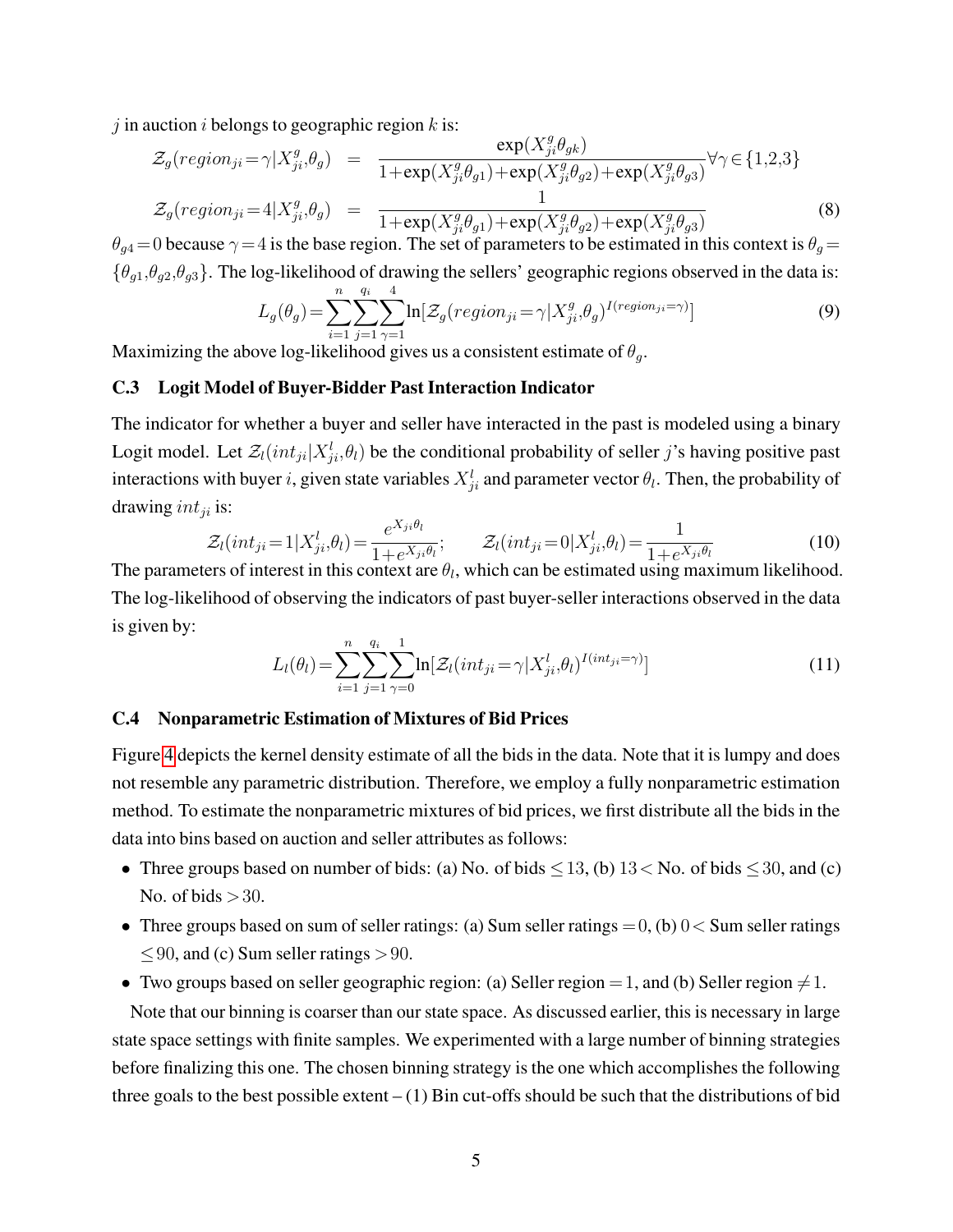$j$ in auction $i$ belongs to geographic region $k$ is:

$$
\begin{aligned}
\mathcal{Z}_g(region_{ji}=\gamma|X^g_{ji},\theta_g) &= \frac{\exp(X^g_{ji}\theta_{gk})}{1+\exp(X^g_{ji}\theta_{g1})+\exp(X^g_{ji}\theta_{g2})+\exp(X^g_{ji}\theta_{g3})} \forall\gamma\in\{1,2,3\} \\
\mathcal{Z}_g(region_{ji}=4|X^g_{ji},\theta_g) &= \frac{1}{1+\exp(X^g_{ji}\theta_{g1})+\exp(X^g_{ji}\theta_{g2})+\exp(X^g_{ji}\theta_{g3})}
\end{aligned}
\tag{8}
$$

$\theta_{g4}=0$ because $\gamma=4$ is the base region. The set of parameters to be estimated in this context is $\theta_g=\{\theta_{g1},\theta_{g2},\theta_{g3}\}$. The log-likelihood of drawing the sellers' geographic regions observed in the data is:

$$
L_g(\theta_g)=\sum_{i=1}^{n}\sum_{j=1}^{q_i}\sum_{\gamma=1}^{4}\ln[\mathcal{Z}_g(region_{ji}=\gamma|X^g_{ji},\theta_g)^{I(region_{ji}=\gamma)}] \tag{9}
$$

Maximizing the above log-likelihood gives us a consistent estimate of $\theta_g$.

### C.3 Logit Model of Buyer-Bidder Past Interaction Indicator

The indicator for whether a buyer and seller have interacted in the past is modeled using a binary Logit model. Let $\mathcal{Z}_l(int_{ji}|X^l_{ji},\theta_l)$ be the conditional probability of seller $j$'s having positive past interactions with buyer $i$, given state variables $X^l_{ji}$ and parameter vector $\theta_l$. Then, the probability of drawing $int_{ji}$ is:

$$
\mathcal{Z}_l(int_{ji}=1|X^l_{ji},\theta_l)=\frac{e^{X_{ji}\theta_l}}{1+e^{X_{ji}\theta_l}}; \qquad \mathcal{Z}_l(int_{ji}=0|X^l_{ji},\theta_l)=\frac{1}{1+e^{X_{ji}\theta_l}} \tag{10}
$$

The parameters of interest in this context are $\theta_l$, which can be estimated using maximum likelihood. The log-likelihood of observing the indicators of past buyer-seller interactions observed in the data is given by:

$$
L_l(\theta_l)=\sum_{i=1}^{n}\sum_{j=1}^{q_i}\sum_{\gamma=0}^{1}\ln[\mathcal{Z}_l(int_{ji}=\gamma|X^l_{ji},\theta_l)^{I(int_{ji}=\gamma)}] \tag{11}
$$

### C.4 Nonparametric Estimation of Mixtures of Bid Prices

Figure 4 depicts the kernel density estimate of all the bids in the data. Note that it is lumpy and does not resemble any parametric distribution. Therefore, we employ a fully nonparametric estimation method. To estimate the nonparametric mixtures of bid prices, we first distribute all the bids in the data into bins based on auction and seller attributes as follows:

- Three groups based on number of bids: (a) No. of bids $\leq 13$, (b) $13<$ No. of bids $\leq 30$, and (c) No. of bids $>30$.
- Three groups based on sum of seller ratings: (a) Sum seller ratings $=0$, (b) $0<$ Sum seller ratings $\leq 90$, and (c) Sum seller ratings $>90$.
- Two groups based on seller geographic region: (a) Seller region $=1$, and (b) Seller region $\neq 1$.

Note that our binning is coarser than our state space. As discussed earlier, this is necessary in large state space settings with finite samples. We experimented with a large number of binning strategies before finalizing this one. The chosen binning strategy is the one which accomplishes the following three goals to the best possible extent – (1) Bin cut-offs should be such that the distributions of bid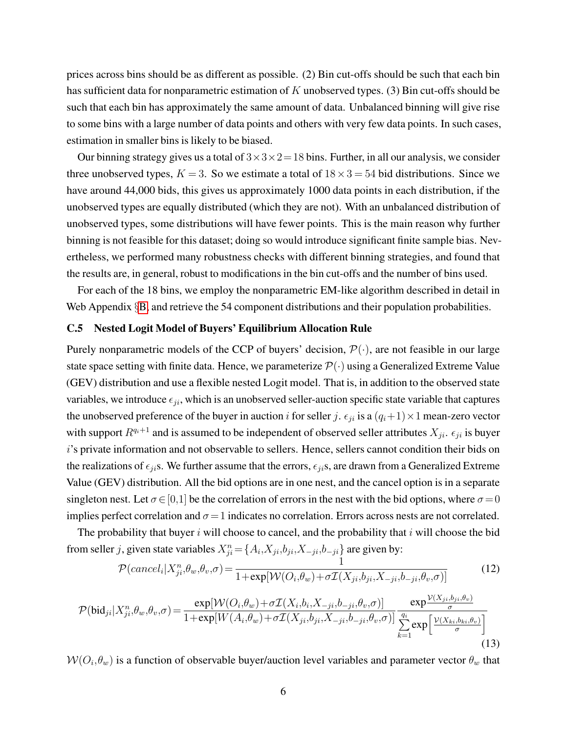prices across bins should be as different as possible. (2) Bin cut-offs should be such that each bin has sufficient data for nonparametric estimation of $K$ unobserved types. (3) Bin cut-offs should be such that each bin has approximately the same amount of data. Unbalanced binning will give rise to some bins with a large number of data points and others with very few data points. In such cases, estimation in smaller bins is likely to be biased.

Our binning strategy gives us a total of $3 \times 3 \times 2 = 18$ bins. Further, in all our analysis, we consider three unobserved types, $K = 3$. So we estimate a total of $18 \times 3 = 54$ bid distributions. Since we have around 44,000 bids, this gives us approximately 1000 data points in each distribution, if the unobserved types are equally distributed (which they are not). With an unbalanced distribution of unobserved types, some distributions will have fewer points. This is the main reason why further binning is not feasible for this dataset; doing so would introduce significant finite sample bias. Nevertheless, we performed many robustness checks with different binning strategies, and found that the results are, in general, robust to modifications in the bin cut-offs and the number of bins used.

For each of the 18 bins, we employ the nonparametric EM-like algorithm described in detail in Web Appendix §B, and retrieve the 54 component distributions and their population probabilities.

### C.5 Nested Logit Model of Buyers' Equilibrium Allocation Rule

Purely nonparametric models of the CCP of buyers' decision, $\mathcal{P}(\cdot)$, are not feasible in our large state space setting with finite data. Hence, we parameterize $\mathcal{P}(\cdot)$ using a Generalized Extreme Value (GEV) distribution and use a flexible nested Logit model. That is, in addition to the observed state variables, we introduce $\epsilon_{ji}$, which is an unobserved seller-auction specific state variable that captures the unobserved preference of the buyer in auction $i$ for seller $j$. $\epsilon_{ji}$ is a $(q_i+1)\times 1$ mean-zero vector with support $R^{q_i+1}$ and is assumed to be independent of observed seller attributes $X_{ji}$. $\epsilon_{ji}$ is buyer $i$'s private information and not observable to sellers. Hence, sellers cannot condition their bids on the realizations of $\epsilon_{ji}$s. We further assume that the errors, $\epsilon_{ji}$s, are drawn from a Generalized Extreme Value (GEV) distribution. All the bid options are in one nest, and the cancel option is in a separate singleton nest. Let $\sigma \in [0,1]$ be the correlation of errors in the nest with the bid options, where $\sigma = 0$ implies perfect correlation and $\sigma = 1$ indicates no correlation. Errors across nests are not correlated.

The probability that buyer $i$ will choose to cancel, and the probability that $i$ will choose the bid from seller $j$, given state variables $X^n_{ji} = \{A_i, X_{ji}, b_{ji}, X_{-ji}, b_{-ji}\}$ are given by:

$$\mathcal{P}(cancel_i | X^n_{ji}, \theta_w, \theta_v, \sigma) = \frac{1}{1 + \exp[\mathcal{W}(O_i, \theta_w) + \sigma \mathcal{I}(X_{ji}, b_{ji}, X_{-ji}, b_{-ji}, \theta_v, \sigma)]} \tag{12}$$

$$\mathcal{P}(\text{bid}_{ji} | X^n_{ji}, \theta_w, \theta_v, \sigma) = \frac{\exp[\mathcal{W}(O_i, \theta_w) + \sigma \mathcal{I}(X_i, b_i, X_{-ji}, b_{-ji}, \theta_v, \sigma)]}{1 + \exp[W(A_i, \theta_w) + \sigma \mathcal{I}(X_{ji}, b_{ji}, X_{-ji}, b_{-ji}, \theta_v, \sigma)]} \frac{\exp \frac{\mathcal{V}(X_{ji}, b_{ji}, \theta_v)}{\sigma}}{\sum_{k=1}^{q_i} \exp\left[\frac{\mathcal{V}(X_{ki}, b_{ki}, \theta_v)}{\sigma}\right]} \tag{13}$$

$\mathcal{W}(O_i, \theta_w)$ is a function of observable buyer/auction level variables and parameter vector $\theta_w$ that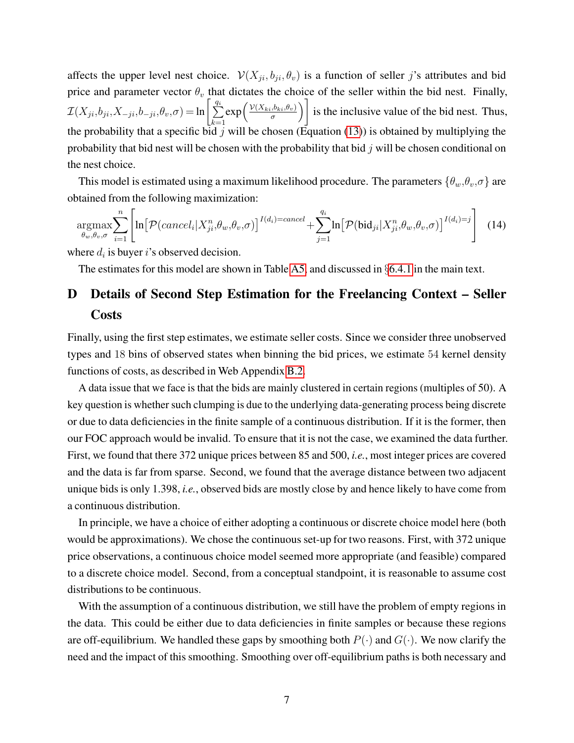affects the upper level nest choice. $\mathcal{V}(X_{ji}, b_{ji}, \theta_v)$ is a function of seller $j$'s attributes and bid price and parameter vector $\theta_v$ that dictates the choice of the seller within the bid nest. Finally, $\mathcal{I}(X_{ji}, b_{ji}, X_{-ji}, b_{-ji}, \theta_v, \sigma) = \ln\left[\sum_{k=1}^{q_i} \exp\left(\frac{\mathcal{V}(X_{ki}, b_{ki}, \theta_v)}{\sigma}\right)\right]$ is the inclusive value of the bid nest. Thus, the probability that a specific bid $j$ will be chosen (Equation (13)) is obtained by multiplying the probability that bid nest will be chosen with the probability that bid $j$ will be chosen conditional on the nest choice.

This model is estimated using a maximum likelihood procedure. The parameters $\{\theta_w, \theta_v, \sigma\}$ are obtained from the following maximization:

$$\underset{\theta_w, \theta_v, \sigma}{\operatorname{argmax}} \sum_{i=1}^{n} \left[ \ln\left[\mathcal{P}(cancel_i | X_{ji}^n, \theta_w, \theta_v, \sigma)\right]^{I(d_i)=cancel} + \sum_{j=1}^{q_i} \ln\left[\mathcal{P}(\text{bid}_{ji} | X_{ji}^n, \theta_w, \theta_v, \sigma)\right]^{I(d_i)=j} \right] \quad (14)$$

where $d_i$ is buyer $i$'s observed decision.

The estimates for this model are shown in Table A5, and discussed in §6.4.1 in the main text.

# D Details of Second Step Estimation for the Freelancing Context – Seller Costs

Finally, using the first step estimates, we estimate seller costs. Since we consider three unobserved types and 18 bins of observed states when binning the bid prices, we estimate 54 kernel density functions of costs, as described in Web Appendix B.2.

A data issue that we face is that the bids are mainly clustered in certain regions (multiples of 50). A key question is whether such clumping is due to the underlying data-generating process being discrete or due to data deficiencies in the finite sample of a continuous distribution. If it is the former, then our FOC approach would be invalid. To ensure that it is not the case, we examined the data further. First, we found that there 372 unique prices between 85 and 500, *i.e.*, most integer prices are covered and the data is far from sparse. Second, we found that the average distance between two adjacent unique bids is only 1.398, *i.e.*, observed bids are mostly close by and hence likely to have come from a continuous distribution.

In principle, we have a choice of either adopting a continuous or discrete choice model here (both would be approximations). We chose the continuous set-up for two reasons. First, with 372 unique price observations, a continuous choice model seemed more appropriate (and feasible) compared to a discrete choice model. Second, from a conceptual standpoint, it is reasonable to assume cost distributions to be continuous.

With the assumption of a continuous distribution, we still have the problem of empty regions in the data. This could be either due to data deficiencies in finite samples or because these regions are off-equilibrium. We handled these gaps by smoothing both $P(\cdot)$ and $G(\cdot)$. We now clarify the need and the impact of this smoothing. Smoothing over off-equilibrium paths is both necessary and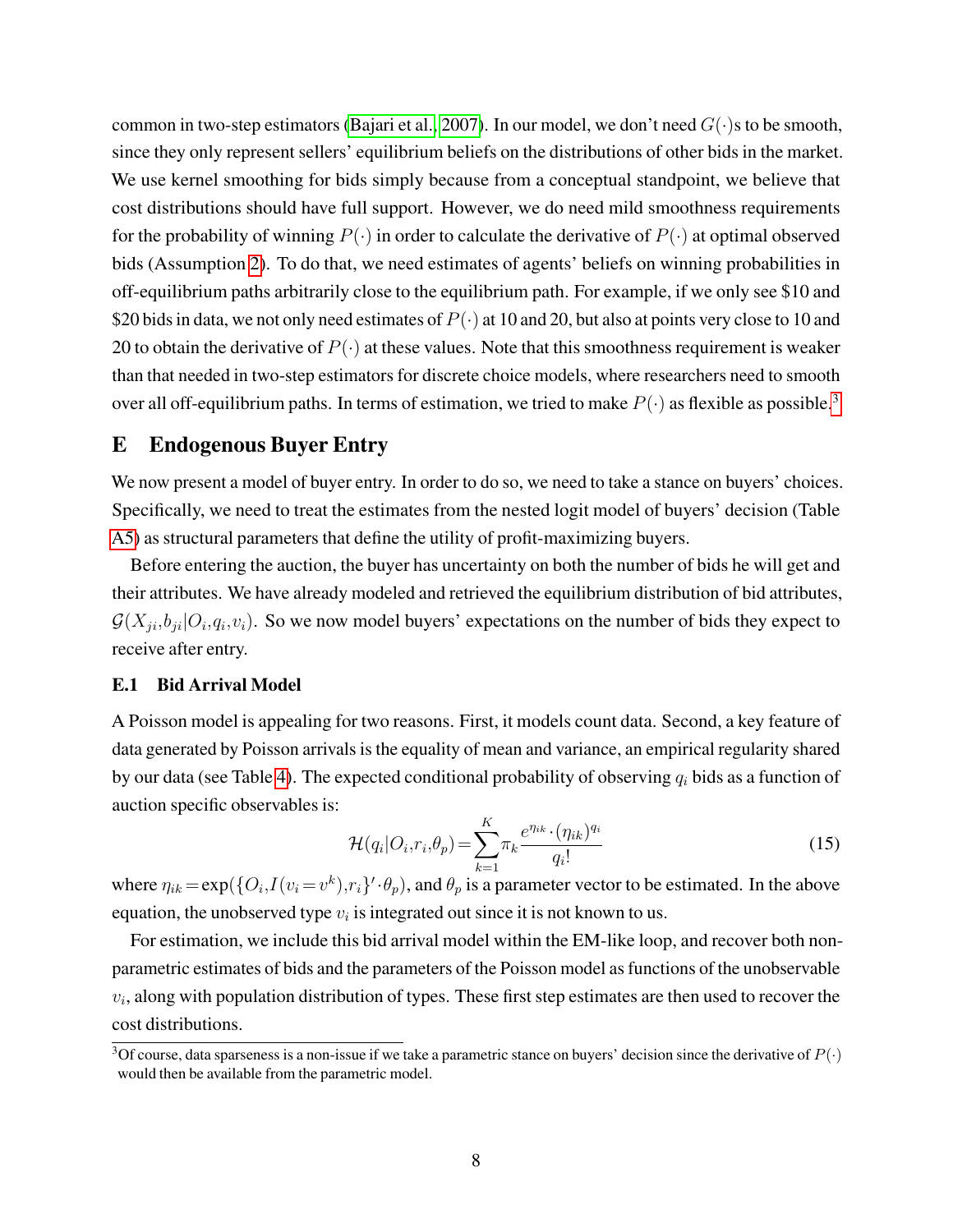common in two-step estimators (Bajari et al., 2007). In our model, we don't need $G(\cdot)$s to be smooth, since they only represent sellers' equilibrium beliefs on the distributions of other bids in the market. We use kernel smoothing for bids simply because from a conceptual standpoint, we believe that cost distributions should have full support. However, we do need mild smoothness requirements for the probability of winning $P(\cdot)$ in order to calculate the derivative of $P(\cdot)$ at optimal observed bids (Assumption 2). To do that, we need estimates of agents' beliefs on winning probabilities in off-equilibrium paths arbitrarily close to the equilibrium path. For example, if we only see \$10 and \$20 bids in data, we not only need estimates of $P(\cdot)$ at 10 and 20, but also at points very close to 10 and 20 to obtain the derivative of $P(\cdot)$ at these values. Note that this smoothness requirement is weaker than that needed in two-step estimators for discrete choice models, where researchers need to smooth over all off-equilibrium paths. In terms of estimation, we tried to make $P(\cdot)$ as flexible as possible.[3]

## E Endogenous Buyer Entry

We now present a model of buyer entry. In order to do so, we need to take a stance on buyers' choices. Specifically, we need to treat the estimates from the nested logit model of buyers' decision (Table A5) as structural parameters that define the utility of profit-maximizing buyers.

Before entering the auction, the buyer has uncertainty on both the number of bids he will get and their attributes. We have already modeled and retrieved the equilibrium distribution of bid attributes, $\mathcal{G}(X_{ji}, b_{ji} | O_i, q_i, v_i)$. So we now model buyers' expectations on the number of bids they expect to receive after entry.

### E.1 Bid Arrival Model

A Poisson model is appealing for two reasons. First, it models count data. Second, a key feature of data generated by Poisson arrivals is the equality of mean and variance, an empirical regularity shared by our data (see Table 4). The expected conditional probability of observing $q_i$ bids as a function of auction specific observables is:

$$\mathcal{H}(q_i | O_i, r_i, \theta_p) = \sum_{k=1}^{K} \pi_k \frac{e^{\eta_{ik}} \cdot (\eta_{ik})^{q_i}}{q_i!} \tag{15}$$

where $\eta_{ik} = \exp(\{O_i, I(v_i = v^k), r_i\}' \cdot \theta_p)$, and $\theta_p$ is a parameter vector to be estimated. In the above equation, the unobserved type $v_i$ is integrated out since it is not known to us.

For estimation, we include this bid arrival model within the EM-like loop, and recover both non-parametric estimates of bids and the parameters of the Poisson model as functions of the unobservable $v_i$, along with population distribution of types. These first step estimates are then used to recover the cost distributions.

[3] Of course, data sparseness is a non-issue if we take a parametric stance on buyers' decision since the derivative of $P(\cdot)$ would then be available from the parametric model.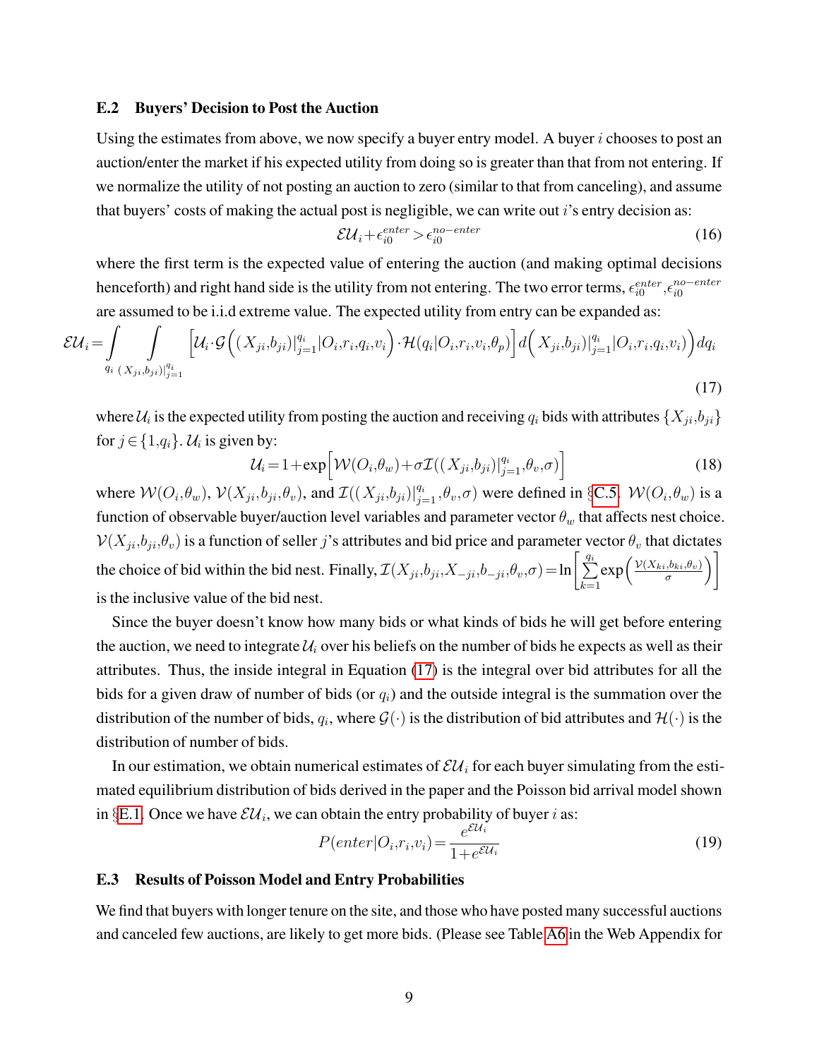### E.2 Buyers' Decision to Post the Auction

Using the estimates from above, we now specify a buyer entry model. A buyer $i$ chooses to post an auction/enter the market if his expected utility from doing so is greater than that from not entering. If we normalize the utility of not posting an auction to zero (similar to that from canceling), and assume that buyers' costs of making the actual post is negligible, we can write out $i$'s entry decision as:

$$\mathcal{EU}_i + \epsilon_{i0}^{enter} > \epsilon_{i0}^{no-enter} \tag{16}$$

where the first term is the expected value of entering the auction (and making optimal decisions henceforth) and right hand side is the utility from not entering. The two error terms, $\epsilon_{i0}^{enter}, \epsilon_{i0}^{no-enter}$ are assumed to be i.i.d extreme value. The expected utility from entry can be expanded as:

$$\mathcal{EU}_i = \int_{q_i} \int_{(X_{ji}, b_{ji})|_{j=1}^{q_i}} \left[ \mathcal{U}_i \cdot \mathcal{G}\Big( (X_{ji}, b_{ji})|_{j=1}^{q_i} | O_i, r_i, q_i, v_i \Big) \cdot \mathcal{H}(q_i | O_i, r_i, v_i, \theta_p) \right] d\Big( X_{ji}, b_{ji})|_{j=1}^{q_i} | O_i, r_i, q_i, v_i \Big) dq_i \tag{17}$$

where $\mathcal{U}_i$ is the expected utility from posting the auction and receiving $q_i$ bids with attributes $\{X_{ji}, b_{ji}\}$ for $j \in \{1, q_i\}$. $\mathcal{U}_i$ is given by:

$$\mathcal{U}_i = 1 + \exp\Big[ \mathcal{W}(O_i, \theta_w) + \sigma \mathcal{I}((X_{ji}, b_{ji})|_{j=1}^{q_i}, \theta_v, \sigma) \Big] \tag{18}$$

where $\mathcal{W}(O_i, \theta_w)$, $\mathcal{V}(X_{ji}, b_{ji}, \theta_v)$, and $\mathcal{I}((X_{ji}, b_{ji})|_{j=1}^{q_i}, \theta_v, \sigma)$ were defined in §C.5. $\mathcal{W}(O_i, \theta_w)$ is a function of observable buyer/auction level variables and parameter vector $\theta_w$ that affects nest choice. $\mathcal{V}(X_{ji}, b_{ji}, \theta_v)$ is a function of seller $j$'s attributes and bid price and parameter vector $\theta_v$ that dictates the choice of bid within the bid nest. Finally, $\mathcal{I}(X_{ji}, b_{ji}, X_{-ji}, b_{-ji}, \theta_v, \sigma) = \ln\left[ \sum_{k=1}^{q_i} \exp\left( \frac{\mathcal{V}(X_{ki}, b_{ki}, \theta_v)}{\sigma} \right) \right]$ is the inclusive value of the bid nest.

Since the buyer doesn't know how many bids or what kinds of bids he will get before entering the auction, we need to integrate $\mathcal{U}_i$ over his beliefs on the number of bids he expects as well as their attributes. Thus, the inside integral in Equation (17) is the integral over bid attributes for all the bids for a given draw of number of bids (or $q_i$) and the outside integral is the summation over the distribution of the number of bids, $q_i$, where $\mathcal{G}(\cdot)$ is the distribution of bid attributes and $\mathcal{H}(\cdot)$ is the distribution of number of bids.

In our estimation, we obtain numerical estimates of $\mathcal{EU}_i$ for each buyer simulating from the estimated equilibrium distribution of bids derived in the paper and the Poisson bid arrival model shown in §E.1. Once we have $\mathcal{EU}_i$, we can obtain the entry probability of buyer $i$ as:

$$P(enter | O_i, r_i, v_i) = \frac{e^{\mathcal{EU}_i}}{1 + e^{\mathcal{EU}_i}} \tag{19}$$

### E.3 Results of Poisson Model and Entry Probabilities

We find that buyers with longer tenure on the site, and those who have posted many successful auctions and canceled few auctions, are likely to get more bids. (Please see Table A6 in the Web Appendix for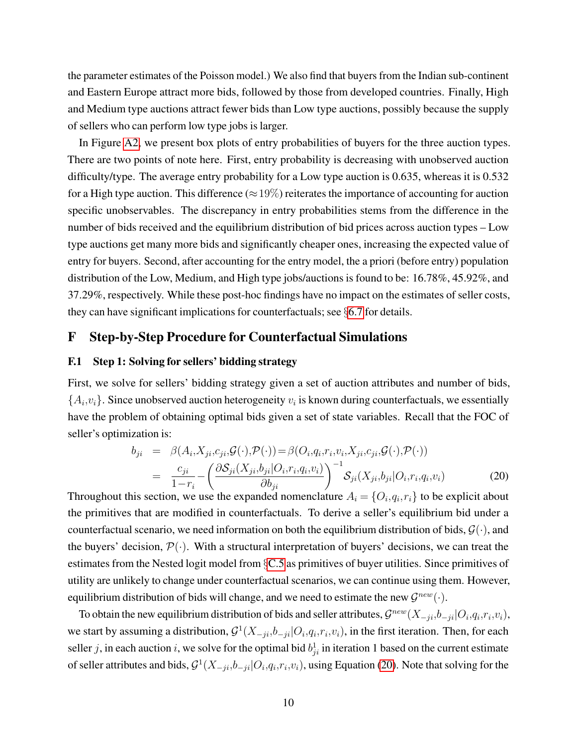the parameter estimates of the Poisson model.) We also find that buyers from the Indian sub-continent and Eastern Europe attract more bids, followed by those from developed countries. Finally, High and Medium type auctions attract fewer bids than Low type auctions, possibly because the supply of sellers who can perform low type jobs is larger.

In Figure A2, we present box plots of entry probabilities of buyers for the three auction types. There are two points of note here. First, entry probability is decreasing with unobserved auction difficulty/type. The average entry probability for a Low type auction is 0.635, whereas it is 0.532 for a High type auction. This difference ($\approx 19\%$) reiterates the importance of accounting for auction specific unobservables. The discrepancy in entry probabilities stems from the difference in the number of bids received and the equilibrium distribution of bid prices across auction types – Low type auctions get many more bids and significantly cheaper ones, increasing the expected value of entry for buyers. Second, after accounting for the entry model, the a priori (before entry) population distribution of the Low, Medium, and High type jobs/auctions is found to be: 16.78%, 45.92%, and 37.29%, respectively. While these post-hoc findings have no impact on the estimates of seller costs, they can have significant implications for counterfactuals; see §6.7 for details.

# F Step-by-Step Procedure for Counterfactual Simulations

## F.1 Step 1: Solving for sellers' bidding strategy

First, we solve for sellers' bidding strategy given a set of auction attributes and number of bids, $\{A_i, v_i\}$. Since unobserved auction heterogeneity $v_i$ is known during counterfactuals, we essentially have the problem of obtaining optimal bids given a set of state variables. Recall that the FOC of seller's optimization is:

$$
\begin{aligned}
b_{ji} &= \beta(A_i, X_{ji}, c_{ji}, \mathcal{G}(\cdot), \mathcal{P}(\cdot)) = \beta(O_i, q_i, r_i, v_i, X_{ji}, c_{ji}, \mathcal{G}(\cdot), \mathcal{P}(\cdot)) \\
&= \frac{c_{ji}}{1-r_i} - \left( \frac{\partial \mathcal{S}_{ji}(X_{ji}, b_{ji} | O_i, r_i, q_i, v_i)}{\partial b_{ji}} \right)^{-1} \mathcal{S}_{ji}(X_{ji}, b_{ji} | O_i, r_i, q_i, v_i) \qquad (20)
\end{aligned}
$$

Throughout this section, we use the expanded nomenclature $A_i = \{O_i, q_i, r_i\}$ to be explicit about the primitives that are modified in counterfactuals. To derive a seller's equilibrium bid under a counterfactual scenario, we need information on both the equilibrium distribution of bids, $\mathcal{G}(\cdot)$, and the buyers' decision, $\mathcal{P}(\cdot)$. With a structural interpretation of buyers' decisions, we can treat the estimates from the Nested logit model from §C.5 as primitives of buyer utilities. Since primitives of utility are unlikely to change under counterfactual scenarios, we can continue using them. However, equilibrium distribution of bids will change, and we need to estimate the new $\mathcal{G}^{new}(\cdot)$.

To obtain the new equilibrium distribution of bids and seller attributes, $\mathcal{G}^{new}(X_{-ji}, b_{-ji} | O_i, q_i, r_i, v_i)$, we start by assuming a distribution, $\mathcal{G}^1(X_{-ji}, b_{-ji} | O_i, q_i, r_i, v_i)$, in the first iteration. Then, for each seller $j$, in each auction $i$, we solve for the optimal bid $b^1_{ji}$ in iteration 1 based on the current estimate of seller attributes and bids, $\mathcal{G}^1(X_{-ji}, b_{-ji} | O_i, q_i, r_i, v_i)$, using Equation (20). Note that solving for the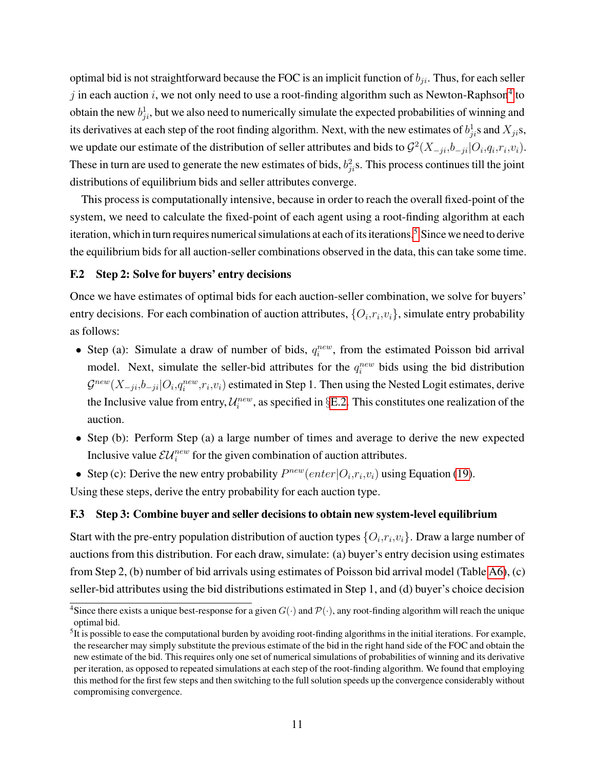optimal bid is not straightforward because the FOC is an implicit function of $b_{ji}$. Thus, for each seller $j$ in each auction $i$, we not only need to use a root-finding algorithm such as Newton-Raphson[4] to obtain the new $b^1_{ji}$, but we also need to numerically simulate the expected probabilities of winning and its derivatives at each step of the root finding algorithm. Next, with the new estimates of $b^1_{ji}$s and $X_{ji}$s, we update our estimate of the distribution of seller attributes and bids to $\mathcal{G}^2(X_{-ji},b_{-ji}|O_i,q_i,r_i,v_i)$. These in turn are used to generate the new estimates of bids, $b^2_{ji}$s. This process continues till the joint distributions of equilibrium bids and seller attributes converge.

This process is computationally intensive, because in order to reach the overall fixed-point of the system, we need to calculate the fixed-point of each agent using a root-finding algorithm at each iteration, which in turn requires numerical simulations at each of its iterations.[5] Since we need to derive the equilibrium bids for all auction-seller combinations observed in the data, this can take some time.

### F.2 Step 2: Solve for buyers' entry decisions

Once we have estimates of optimal bids for each auction-seller combination, we solve for buyers' entry decisions. For each combination of auction attributes, $\{O_i,r_i,v_i\}$, simulate entry probability as follows:

- Step (a): Simulate a draw of number of bids, $q_i^{new}$, from the estimated Poisson bid arrival model. Next, simulate the seller-bid attributes for the $q_i^{new}$ bids using the bid distribution $\mathcal{G}^{new}(X_{-ji},b_{-ji}|O_i,q_i^{new},r_i,v_i)$ estimated in Step 1. Then using the Nested Logit estimates, derive the Inclusive value from entry, $\mathcal{U}_i^{new}$, as specified in §E.2. This constitutes one realization of the auction.
- Step (b): Perform Step (a) a large number of times and average to derive the new expected Inclusive value $\mathcal{EU}_i^{new}$ for the given combination of auction attributes.
- Step (c): Derive the new entry probability $P^{new}(enter|O_i,r_i,v_i)$ using Equation (19).

Using these steps, derive the entry probability for each auction type.

### F.3 Step 3: Combine buyer and seller decisions to obtain new system-level equilibrium

Start with the pre-entry population distribution of auction types $\{O_i,r_i,v_i\}$. Draw a large number of auctions from this distribution. For each draw, simulate: (a) buyer's entry decision using estimates from Step 2, (b) number of bid arrivals using estimates of Poisson bid arrival model (Table A6), (c) seller-bid attributes using the bid distributions estimated in Step 1, and (d) buyer's choice decision

---

[4] Since there exists a unique best-response for a given $G(\cdot)$ and $\mathcal{P}(\cdot)$, any root-finding algorithm will reach the unique optimal bid.

[5] It is possible to ease the computational burden by avoiding root-finding algorithms in the initial iterations. For example, the researcher may simply substitute the previous estimate of the bid in the right hand side of the FOC and obtain the new estimate of the bid. This requires only one set of numerical simulations of probabilities of winning and its derivative per iteration, as opposed to repeated simulations at each step of the root-finding algorithm. We found that employing this method for the first few steps and then switching to the full solution speeds up the convergence considerably without compromising convergence.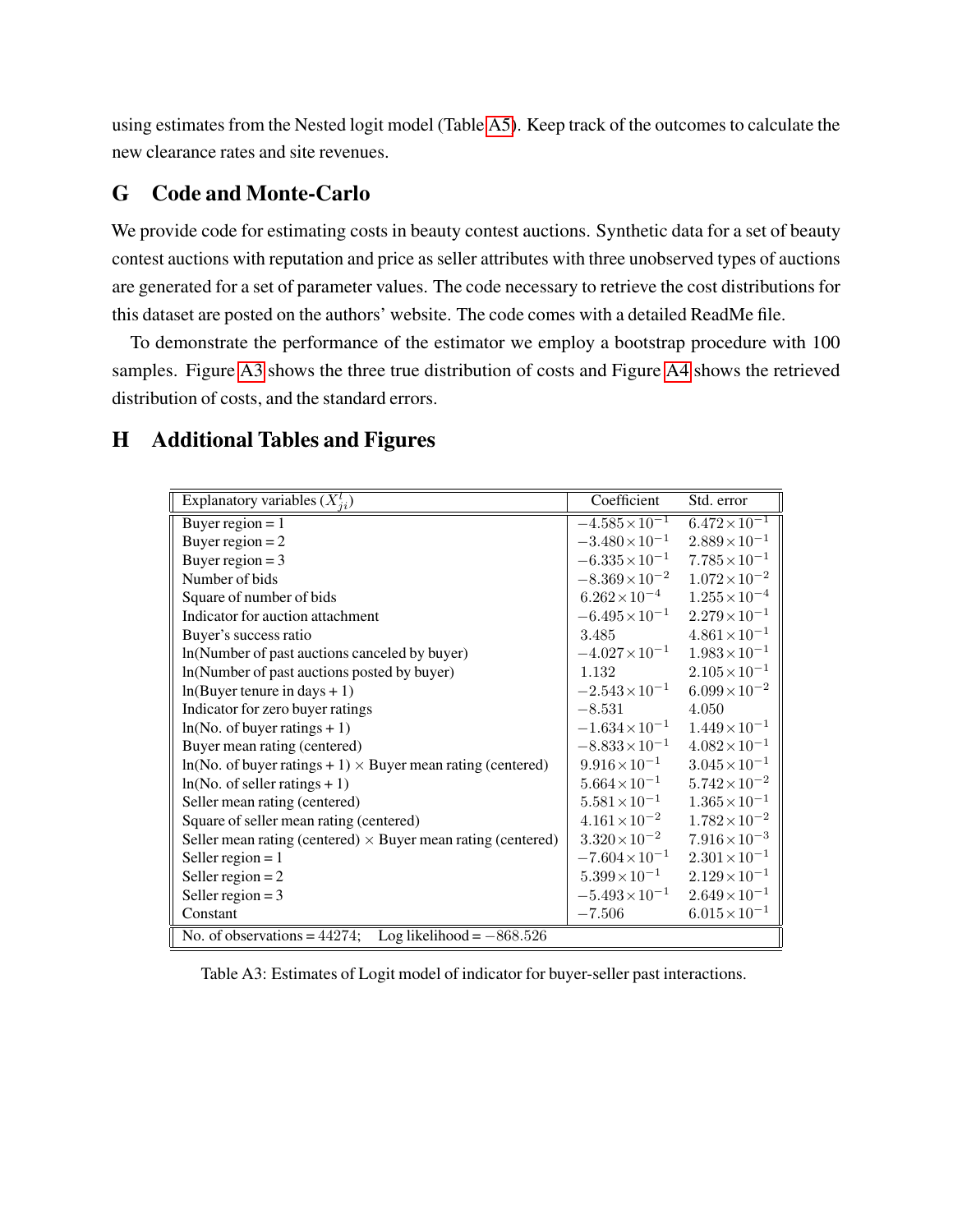using estimates from the Nested logit model (Table A5). Keep track of the outcomes to calculate the new clearance rates and site revenues.

## G Code and Monte-Carlo

We provide code for estimating costs in beauty contest auctions. Synthetic data for a set of beauty contest auctions with reputation and price as seller attributes with three unobserved types of auctions are generated for a set of parameter values. The code necessary to retrieve the cost distributions for this dataset are posted on the authors' website. The code comes with a detailed ReadMe file.

To demonstrate the performance of the estimator we employ a bootstrap procedure with 100 samples. Figure A3 shows the three true distribution of costs and Figure A4 shows the retrieved distribution of costs, and the standard errors.

## H Additional Tables and Figures

| Explanatory variables ($X_{ji}^{t}$) | Coefficient | Std. error |
|---|---|---|
| Buyer region = 1 | $-4.585\times10^{-1}$ | $6.472\times10^{-1}$ |
| Buyer region = 2 | $-3.480\times10^{-1}$ | $2.889\times10^{-1}$ |
| Buyer region = 3 | $-6.335\times10^{-1}$ | $7.785\times10^{-1}$ |
| Number of bids | $-8.369\times10^{-2}$ | $1.072\times10^{-2}$ |
| Square of number of bids | $6.262\times10^{-4}$ | $1.255\times10^{-4}$ |
| Indicator for auction attachment | $-6.495\times10^{-1}$ | $2.279\times10^{-1}$ |
| Buyer's success ratio | $3.485$ | $4.861\times10^{-1}$ |
| ln(Number of past auctions canceled by buyer) | $-4.027\times10^{-1}$ | $1.983\times10^{-1}$ |
| ln(Number of past auctions posted by buyer) | $1.132$ | $2.105\times10^{-1}$ |
| ln(Buyer tenure in days + 1) | $-2.543\times10^{-1}$ | $6.099\times10^{-2}$ |
| Indicator for zero buyer ratings | $-8.531$ | $4.050$ |
| ln(No. of buyer ratings + 1) | $-1.634\times10^{-1}$ | $1.449\times10^{-1}$ |
| Buyer mean rating (centered) | $-8.833\times10^{-1}$ | $4.082\times10^{-1}$ |
| ln(No. of buyer ratings + 1) $\times$ Buyer mean rating (centered) | $9.916\times10^{-1}$ | $3.045\times10^{-1}$ |
| ln(No. of seller ratings + 1) | $5.664\times10^{-1}$ | $5.742\times10^{-2}$ |
| Seller mean rating (centered) | $5.581\times10^{-1}$ | $1.365\times10^{-1}$ |
| Square of seller mean rating (centered) | $4.161\times10^{-2}$ | $1.782\times10^{-2}$ |
| Seller mean rating (centered) $\times$ Buyer mean rating (centered) | $3.320\times10^{-2}$ | $7.916\times10^{-3}$ |
| Seller region = 1 | $-7.604\times10^{-1}$ | $2.301\times10^{-1}$ |
| Seller region = 2 | $5.399\times10^{-1}$ | $2.129\times10^{-1}$ |
| Seller region = 3 | $-5.493\times10^{-1}$ | $2.649\times10^{-1}$ |
| Constant | $-7.506$ | $6.015\times10^{-1}$ |
| No. of observations = 44274; Log likelihood = $-868.526$ | | |

Table A3: Estimates of Logit model of indicator for buyer-seller past interactions.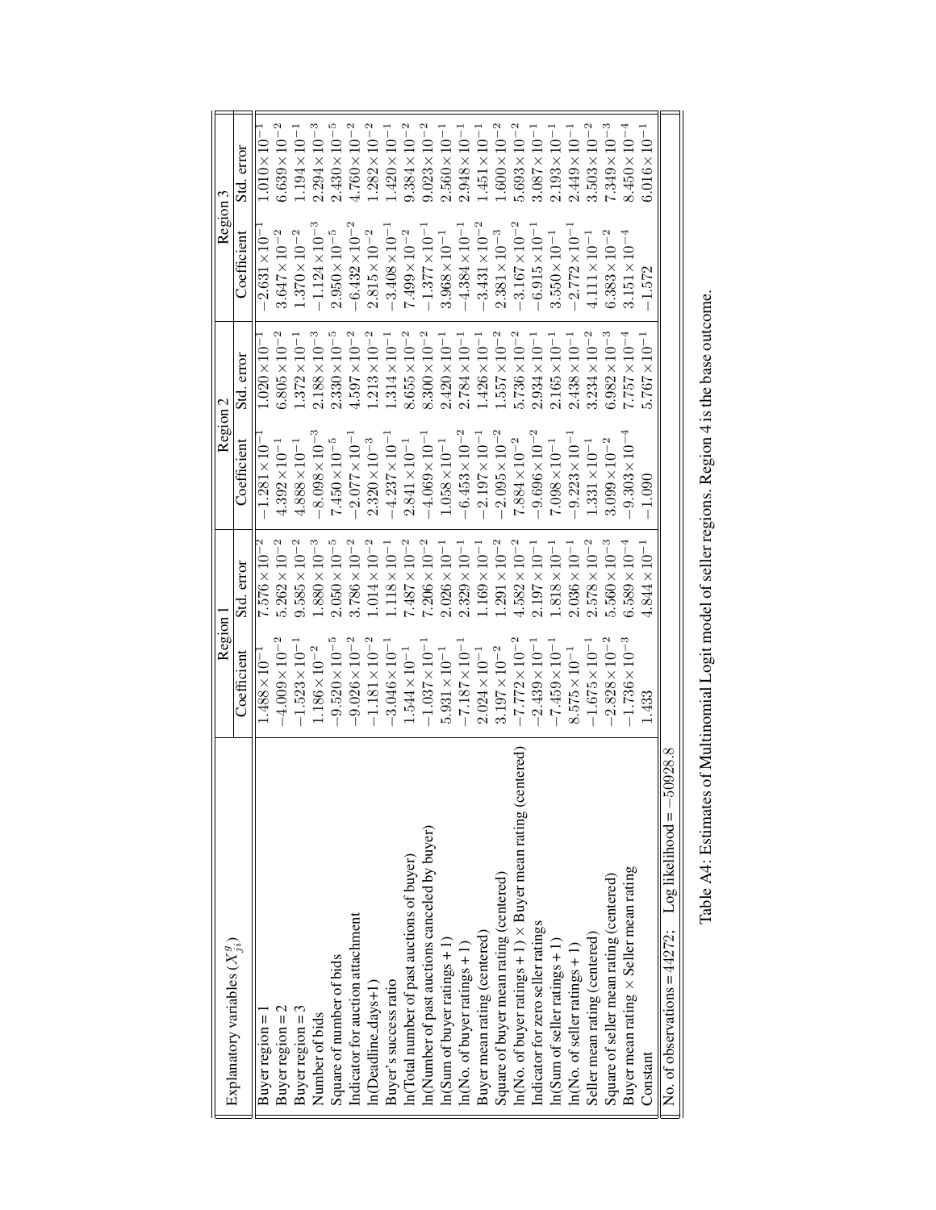| Explanatory variables ($X^g_{ji}$) | Region 1 | | Region 2 | | Region 3 | |
|---|---|---|---|---|---|---|
| | Coefficient | Std. error | Coefficient | Std. error | Coefficient | Std. error |
| Buyer region = 1 | $1.488\times10^{-1}$ | $7.576\times10^{-2}$ | $-1.281\times10^{-1}$ | $1.020\times10^{-1}$ | $-2.631\times10^{-1}$ | $1.010\times10^{-1}$ |
| Buyer region = 2 | $-4.009\times10^{-2}$ | $5.262\times10^{-2}$ | $4.392\times10^{-1}$ | $6.805\times10^{-2}$ | $3.647\times10^{-2}$ | $6.639\times10^{-2}$ |
| Buyer region = 3 | $-1.523\times10^{-1}$ | $9.585\times10^{-2}$ | $4.888\times10^{-1}$ | $1.372\times10^{-1}$ | $1.370\times10^{-2}$ | $1.194\times10^{-1}$ |
| Number of bids | $1.186\times10^{-2}$ | $1.880\times10^{-3}$ | $-8.098\times10^{-3}$ | $2.188\times10^{-3}$ | $-1.124\times10^{-3}$ | $2.294\times10^{-3}$ |
| Square of number of bids | $-9.520\times10^{-5}$ | $2.050\times10^{-5}$ | $7.450\times10^{-5}$ | $2.330\times10^{-5}$ | $2.950\times10^{-5}$ | $2.430\times10^{-5}$ |
| Indicator for auction attachment | $-9.026\times10^{-2}$ | $3.786\times10^{-2}$ | $-2.077\times10^{-1}$ | $4.597\times10^{-2}$ | $-6.432\times10^{-2}$ | $4.760\times10^{-2}$ |
| ln(Deadline_days+1) | $-1.181\times10^{-2}$ | $1.014\times10^{-2}$ | $2.320\times10^{-3}$ | $1.213\times10^{-2}$ | $2.815\times10^{-2}$ | $1.282\times10^{-2}$ |
| Buyer's success ratio | $-3.046\times10^{-1}$ | $1.118\times10^{-1}$ | $-4.237\times10^{-1}$ | $1.314\times10^{-1}$ | $-3.408\times10^{-1}$ | $1.420\times10^{-1}$ |
| ln(Total number of past auctions of buyer) | $1.544\times10^{-1}$ | $7.487\times10^{-2}$ | $2.841\times10^{-1}$ | $8.655\times10^{-2}$ | $7.499\times10^{-2}$ | $9.384\times10^{-2}$ |
| ln(Number of past auctions canceled by buyer) | $-1.037\times10^{-1}$ | $7.206\times10^{-2}$ | $-4.069\times10^{-1}$ | $8.300\times10^{-2}$ | $-1.377\times10^{-1}$ | $9.023\times10^{-2}$ |
| ln(Sum of buyer ratings + 1) | $5.931\times10^{-1}$ | $2.026\times10^{-1}$ | $1.058\times10^{-1}$ | $2.420\times10^{-1}$ | $3.968\times10^{-1}$ | $2.560\times10^{-1}$ |
| ln(No. of buyer ratings + 1) | $-7.187\times10^{-1}$ | $2.329\times10^{-1}$ | $-6.453\times10^{-2}$ | $2.784\times10^{-1}$ | $-4.384\times10^{-1}$ | $2.948\times10^{-1}$ |
| Buyer mean rating (centered) | $2.024\times10^{-1}$ | $1.169\times10^{-1}$ | $-2.197\times10^{-1}$ | $1.426\times10^{-1}$ | $-3.431\times10^{-2}$ | $1.451\times10^{-1}$ |
| Square of buyer mean rating (centered) | $3.197\times10^{-2}$ | $1.291\times10^{-2}$ | $-2.095\times10^{-2}$ | $1.557\times10^{-2}$ | $2.381\times10^{-3}$ | $1.600\times10^{-2}$ |
| ln(No. of buyer ratings + 1) × Buyer mean rating (centered) | $-7.772\times10^{-2}$ | $4.582\times10^{-2}$ | $7.884\times10^{-2}$ | $5.736\times10^{-2}$ | $-3.167\times10^{-2}$ | $5.693\times10^{-2}$ |
| Indicator for zero seller ratings | $-2.439\times10^{-1}$ | $2.197\times10^{-1}$ | $-9.696\times10^{-2}$ | $2.934\times10^{-1}$ | $-6.915\times10^{-1}$ | $3.087\times10^{-1}$ |
| ln(Sum of seller ratings + 1) | $-7.459\times10^{-1}$ | $1.818\times10^{-1}$ | $7.098\times10^{-1}$ | $2.165\times10^{-1}$ | $3.550\times10^{-1}$ | $2.193\times10^{-1}$ |
| ln(No. of seller ratings + 1) | $8.575\times10^{-1}$ | $2.036\times10^{-1}$ | $-9.223\times10^{-1}$ | $2.438\times10^{-1}$ | $-2.772\times10^{-1}$ | $2.449\times10^{-1}$ |
| Seller mean rating (centered) | $-1.675\times10^{-1}$ | $2.578\times10^{-2}$ | $1.331\times10^{-1}$ | $3.234\times10^{-2}$ | $4.111\times10^{-1}$ | $3.503\times10^{-2}$ |
| Square of seller mean rating (centered) | $-2.828\times10^{-2}$ | $5.560\times10^{-3}$ | $3.099\times10^{-2}$ | $6.982\times10^{-3}$ | $6.383\times10^{-2}$ | $7.349\times10^{-3}$ |
| Buyer mean rating × Seller mean rating | $-1.736\times10^{-3}$ | $6.589\times10^{-4}$ | $-9.303\times10^{-4}$ | $7.757\times10^{-4}$ | $3.151\times10^{-4}$ | $8.450\times10^{-4}$ |
| Constant | $1.433$ | $4.844\times10^{-1}$ | $-1.090$ | $5.767\times10^{-1}$ | $-1.572$ | $6.016\times10^{-1}$ |
| No. of observations = 44272; Log likelihood = −50928.8 | | | | | | |

Table A4: Estimates of Multinomial Logit model of seller regions. Region 4 is the base outcome.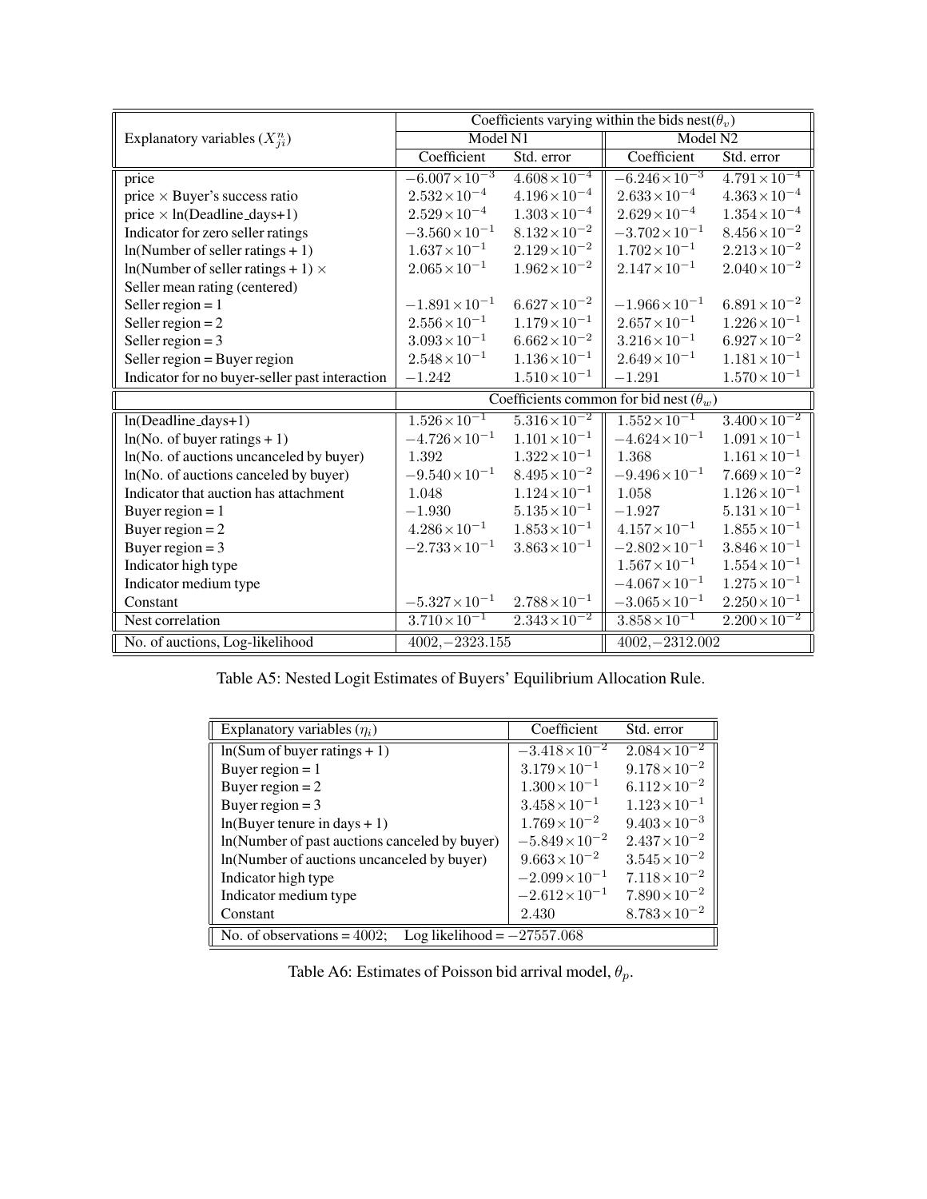| Explanatory variables ($X_{ji}^n$) | Coefficients varying within the bids nest($\theta_v$) | | | |
|---|---|---|---|---|
| | Model N1 | | Model N2 | |
| | Coefficient | Std. error | Coefficient | Std. error |
| price | $-6.007\times10^{-3}$ | $4.608\times10^{-4}$ | $-6.246\times10^{-3}$ | $4.791\times10^{-4}$ |
| price $\times$ Buyer's success ratio | $2.532\times10^{-4}$ | $4.196\times10^{-4}$ | $2.633\times10^{-4}$ | $4.363\times10^{-4}$ |
| price $\times$ ln(Deadline_days+1) | $2.529\times10^{-4}$ | $1.303\times10^{-4}$ | $2.629\times10^{-4}$ | $1.354\times10^{-4}$ |
| Indicator for zero seller ratings | $-3.560\times10^{-1}$ | $8.132\times10^{-2}$ | $-3.702\times10^{-1}$ | $8.456\times10^{-2}$ |
| ln(Number of seller ratings + 1) | $1.637\times10^{-1}$ | $2.129\times10^{-2}$ | $1.702\times10^{-1}$ | $2.213\times10^{-2}$ |
| ln(Number of seller ratings + 1) $\times$ Seller mean rating (centered) | $2.065\times10^{-1}$ | $1.962\times10^{-2}$ | $2.147\times10^{-1}$ | $2.040\times10^{-2}$ |
| Seller region = 1 | $-1.891\times10^{-1}$ | $6.627\times10^{-2}$ | $-1.966\times10^{-1}$ | $6.891\times10^{-2}$ |
| Seller region = 2 | $2.556\times10^{-1}$ | $1.179\times10^{-1}$ | $2.657\times10^{-1}$ | $1.226\times10^{-1}$ |
| Seller region = 3 | $3.093\times10^{-1}$ | $6.662\times10^{-2}$ | $3.216\times10^{-1}$ | $6.927\times10^{-2}$ |
| Seller region = Buyer region | $2.548\times10^{-1}$ | $1.136\times10^{-1}$ | $2.649\times10^{-1}$ | $1.181\times10^{-1}$ |
| Indicator for no buyer-seller past interaction | $-1.242$ | $1.510\times10^{-1}$ | $-1.291$ | $1.570\times10^{-1}$ |
| | Coefficients common for bid nest ($\theta_w$) | | | |
| ln(Deadline_days+1) | $1.526\times10^{-1}$ | $5.316\times10^{-2}$ | $1.552\times10^{-1}$ | $3.400\times10^{-2}$ |
| ln(No. of buyer ratings + 1) | $-4.726\times10^{-1}$ | $1.101\times10^{-1}$ | $-4.624\times10^{-1}$ | $1.091\times10^{-1}$ |
| ln(No. of auctions uncanceled by buyer) | $1.392$ | $1.322\times10^{-1}$ | $1.368$ | $1.161\times10^{-1}$ |
| ln(No. of auctions canceled by buyer) | $-9.540\times10^{-1}$ | $8.495\times10^{-2}$ | $-9.496\times10^{-1}$ | $7.669\times10^{-2}$ |
| Indicator that auction has attachment | $1.048$ | $1.124\times10^{-1}$ | $1.058$ | $1.126\times10^{-1}$ |
| Buyer region = 1 | $-1.930$ | $5.135\times10^{-1}$ | $-1.927$ | $5.131\times10^{-1}$ |
| Buyer region = 2 | $4.286\times10^{-1}$ | $1.853\times10^{-1}$ | $4.157\times10^{-1}$ | $1.855\times10^{-1}$ |
| Buyer region = 3 | $-2.733\times10^{-1}$ | $3.863\times10^{-1}$ | $-2.802\times10^{-1}$ | $3.846\times10^{-1}$ |
| Indicator high type | | | $1.567\times10^{-1}$ | $1.554\times10^{-1}$ |
| Indicator medium type | | | $-4.067\times10^{-1}$ | $1.275\times10^{-1}$ |
| Constant | $-5.327\times10^{-1}$ | $2.788\times10^{-1}$ | $-3.065\times10^{-1}$ | $2.250\times10^{-1}$ |
| Nest correlation | $3.710\times10^{-1}$ | $2.343\times10^{-2}$ | $3.858\times10^{-1}$ | $2.200\times10^{-2}$ |
| No. of auctions, Log-likelihood | $4002, -2323.155$ | | $4002, -2312.002$ | |

Table A5: Nested Logit Estimates of Buyers' Equilibrium Allocation Rule.

| Explanatory variables ($\eta_i$) | Coefficient | Std. error |
|---|---|---|
| ln(Sum of buyer ratings + 1) | $-3.418\times10^{-2}$ | $2.084\times10^{-2}$ |
| Buyer region = 1 | $3.179\times10^{-1}$ | $9.178\times10^{-2}$ |
| Buyer region = 2 | $1.300\times10^{-1}$ | $6.112\times10^{-2}$ |
| Buyer region = 3 | $3.458\times10^{-1}$ | $1.123\times10^{-1}$ |
| ln(Buyer tenure in days + 1) | $1.769\times10^{-2}$ | $9.403\times10^{-3}$ |
| ln(Number of past auctions canceled by buyer) | $-5.849\times10^{-2}$ | $2.437\times10^{-2}$ |
| ln(Number of auctions uncanceled by buyer) | $9.663\times10^{-2}$ | $3.545\times10^{-2}$ |
| Indicator high type | $-2.099\times10^{-1}$ | $7.118\times10^{-2}$ |
| Indicator medium type | $-2.612\times10^{-1}$ | $7.890\times10^{-2}$ |
| Constant | $2.430$ | $8.783\times10^{-2}$ |
| No. of observations = 4002; Log likelihood = $-27557.068$ | | |

Table A6: Estimates of Poisson bid arrival model, $\theta_p$.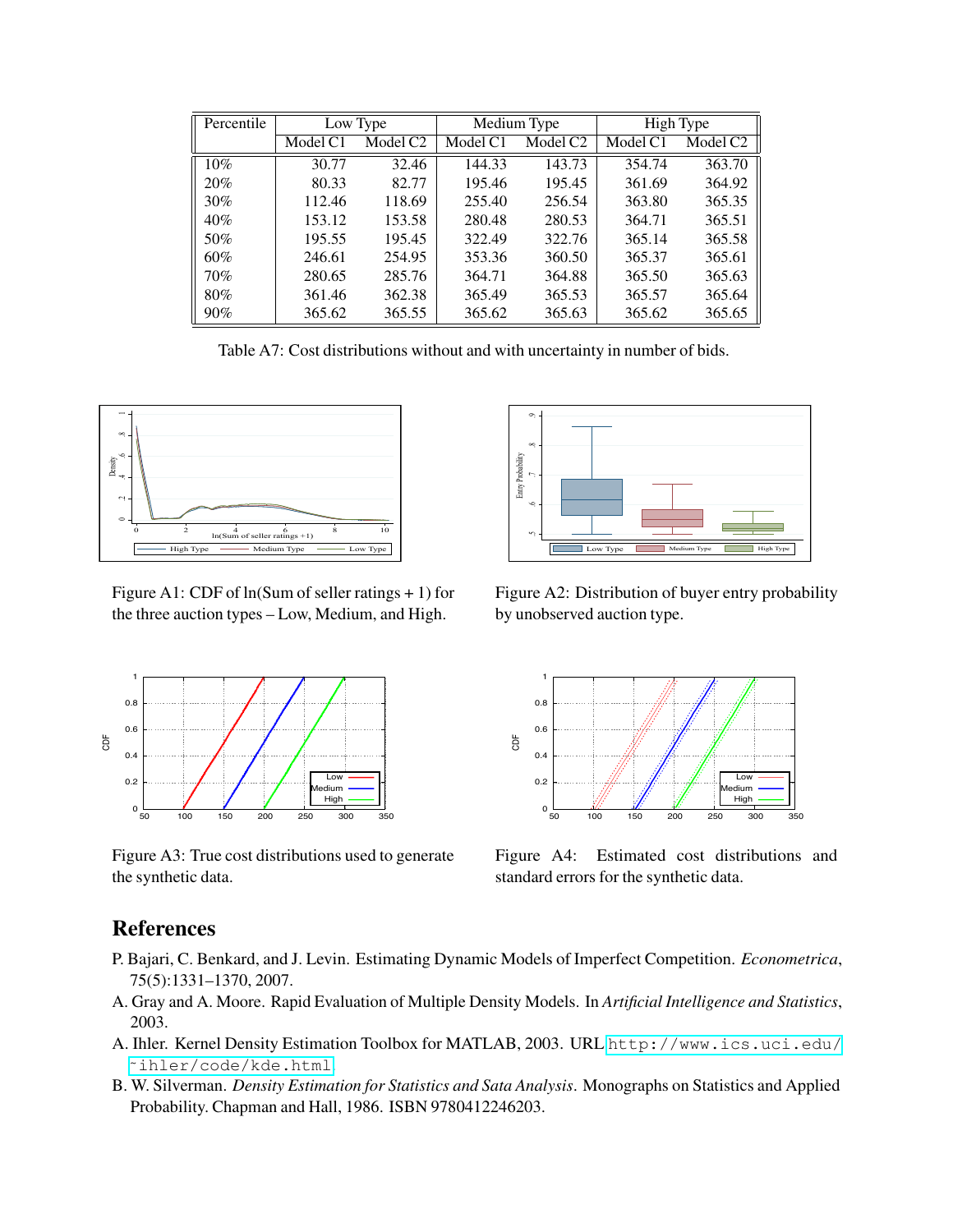| Percentile | Low Type | | Medium Type | | High Type | |
|---|---|---|---|---|---|---|
| | Model C1 | Model C2 | Model C1 | Model C2 | Model C1 | Model C2 |
| 10% | 30.77 | 32.46 | 144.33 | 143.73 | 354.74 | 363.70 |
| 20% | 80.33 | 82.77 | 195.46 | 195.45 | 361.69 | 364.92 |
| 30% | 112.46 | 118.69 | 255.40 | 256.54 | 363.80 | 365.35 |
| 40% | 153.12 | 153.58 | 280.48 | 280.53 | 364.71 | 365.51 |
| 50% | 195.55 | 195.45 | 322.49 | 322.76 | 365.14 | 365.58 |
| 60% | 246.61 | 254.95 | 353.36 | 360.50 | 365.37 | 365.61 |
| 70% | 280.65 | 285.76 | 364.71 | 364.88 | 365.50 | 365.63 |
| 80% | 361.46 | 362.38 | 365.49 | 365.53 | 365.57 | 365.64 |
| 90% | 365.62 | 365.55 | 365.62 | 365.63 | 365.62 | 365.65 |

Table A7: Cost distributions without and with uncertainty in number of bids.

Density
0 .2 .4 .6 .8 1
0 2 4 6 8 10
ln(Sum of seller ratings +1)
High Type Medium Type Low Type

Figure A1: CDF of ln(Sum of seller ratings + 1) for the three auction types – Low, Medium, and High.

Entry Probability
.5 .6 .7 .8 .9
Low Type Medium Type High Type

Figure A2: Distribution of buyer entry probability by unobserved auction type.

CDF
0 0.2 0.4 0.6 0.8 1
50 100 150 200 250 300 350
Low
Medium
High

Figure A3: True cost distributions used to generate the synthetic data.

CDF
0 0.2 0.4 0.6 0.8 1
50 100 150 200 250 300 350
Low
Medium
High

Figure A4: Estimated cost distributions and standard errors for the synthetic data.

## References

P. Bajari, C. Benkard, and J. Levin. Estimating Dynamic Models of Imperfect Competition. *Econometrica*, 75(5):1331–1370, 2007.

A. Gray and A. Moore. Rapid Evaluation of Multiple Density Models. In *Artificial Intelligence and Statistics*, 2003.

A. Ihler. Kernel Density Estimation Toolbox for MATLAB, 2003. URL http://www.ics.uci.edu/~ihler/code/kde.html.

B. W. Silverman. *Density Estimation for Statistics and Sata Analysis*. Monographs on Statistics and Applied Probability. Chapman and Hall, 1986. ISBN 9780412246203.